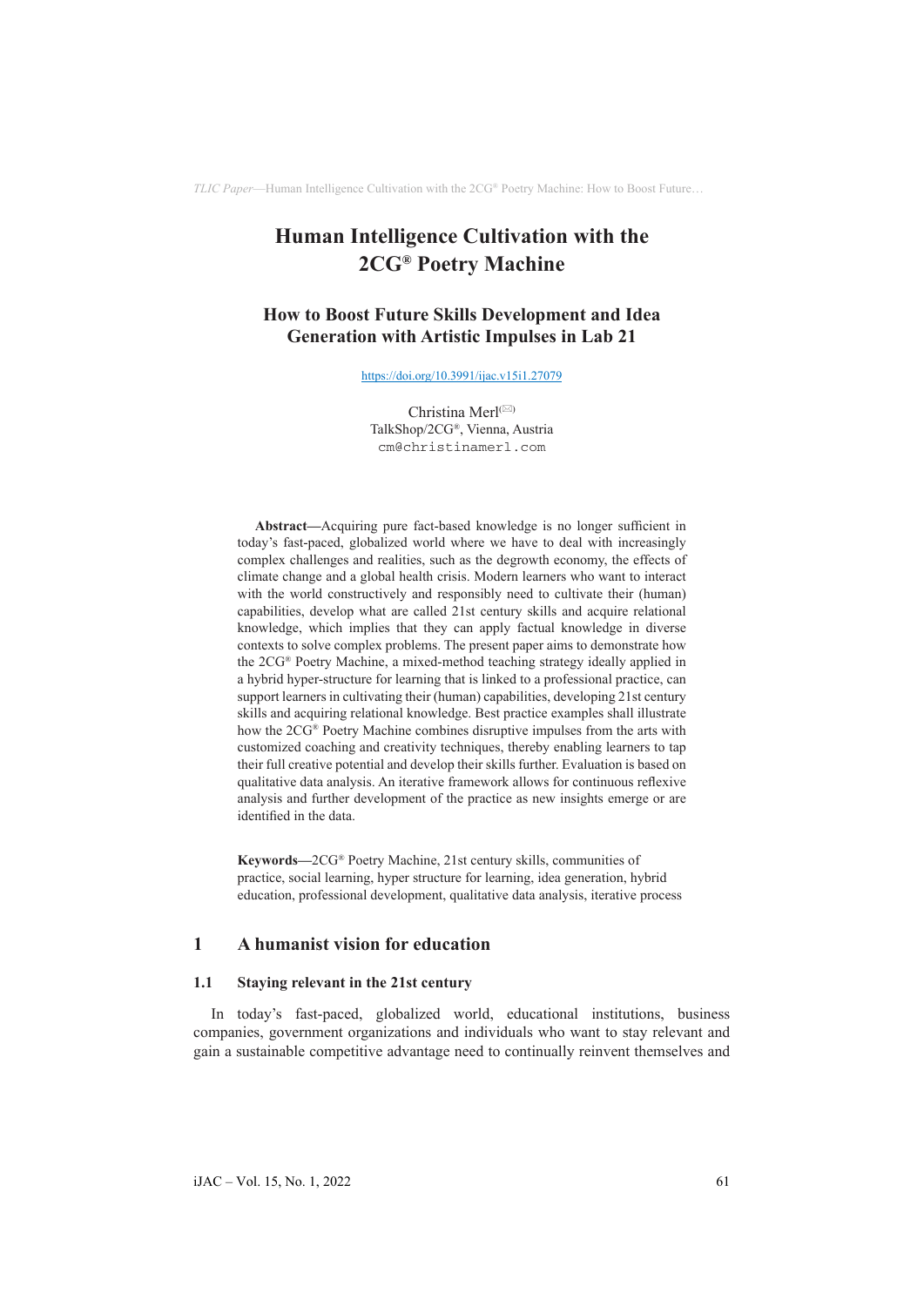# Human Intelligence Cultivation with the 2CG® Poetry Machine

## How to Boost Future Skills Development and Idea Generation with Artistic Impulses in Lab 21

https://doi.org/10.3991/ijac.v15i1.27079

Christina Merl(✉)
TalkShop/2CG®, Vienna, Austria
cm@christinamerl.com

**Abstract—**Acquiring pure fact-based knowledge is no longer sufficient in today's fast-paced, globalized world where we have to deal with increasingly complex challenges and realities, such as the degrowth economy, the effects of climate change and a global health crisis. Modern learners who want to interact with the world constructively and responsibly need to cultivate their (human) capabilities, develop what are called 21st century skills and acquire relational knowledge, which implies that they can apply factual knowledge in diverse contexts to solve complex problems. The present paper aims to demonstrate how the 2CG® Poetry Machine, a mixed-method teaching strategy ideally applied in a hybrid hyper-structure for learning that is linked to a professional practice, can support learners in cultivating their (human) capabilities, developing 21st century skills and acquiring relational knowledge. Best practice examples shall illustrate how the 2CG® Poetry Machine combines disruptive impulses from the arts with customized coaching and creativity techniques, thereby enabling learners to tap their full creative potential and develop their skills further. Evaluation is based on qualitative data analysis. An iterative framework allows for continuous reflexive analysis and further development of the practice as new insights emerge or are identified in the data.

**Keywords—**2CG® Poetry Machine, 21st century skills, communities of practice, social learning, hyper structure for learning, idea generation, hybrid education, professional development, qualitative data analysis, iterative process

## 1 A humanist vision for education

### 1.1 Staying relevant in the 21st century

In today's fast-paced, globalized world, educational institutions, business companies, government organizations and individuals who want to stay relevant and gain a sustainable competitive advantage need to continually reinvent themselves and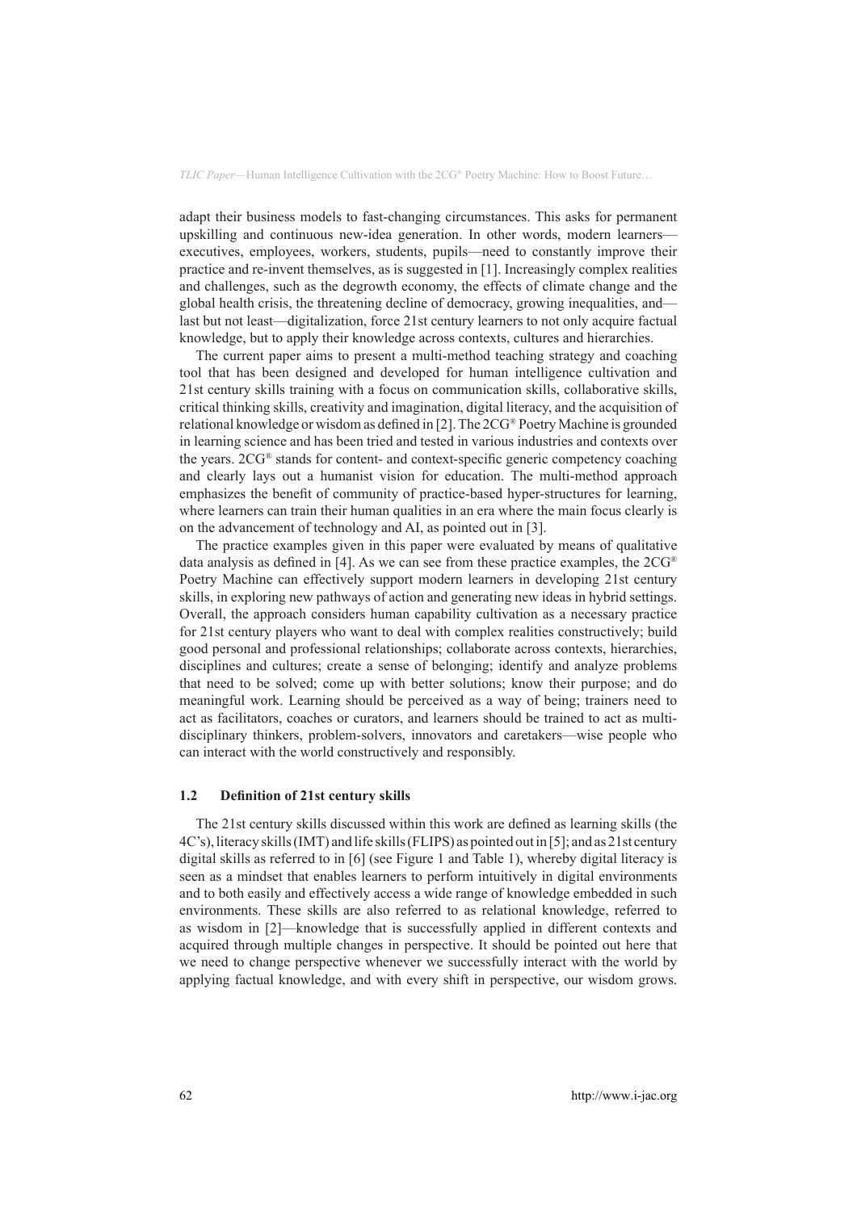adapt their business models to fast-changing circumstances. This asks for permanent upskilling and continuous new-idea generation. In other words, modern learners—executives, employees, workers, students, pupils—need to constantly improve their practice and re-invent themselves, as is suggested in [1]. Increasingly complex realities and challenges, such as the degrowth economy, the effects of climate change and the global health crisis, the threatening decline of democracy, growing inequalities, and—last but not least—digitalization, force 21st century learners to not only acquire factual knowledge, but to apply their knowledge across contexts, cultures and hierarchies.

The current paper aims to present a multi-method teaching strategy and coaching tool that has been designed and developed for human intelligence cultivation and 21st century skills training with a focus on communication skills, collaborative skills, critical thinking skills, creativity and imagination, digital literacy, and the acquisition of relational knowledge or wisdom as defined in [2]. The 2CG® Poetry Machine is grounded in learning science and has been tried and tested in various industries and contexts over the years. 2CG® stands for content- and context-specific generic competency coaching and clearly lays out a humanist vision for education. The multi-method approach emphasizes the benefit of community of practice-based hyper-structures for learning, where learners can train their human qualities in an era where the main focus clearly is on the advancement of technology and AI, as pointed out in [3].

The practice examples given in this paper were evaluated by means of qualitative data analysis as defined in [4]. As we can see from these practice examples, the 2CG® Poetry Machine can effectively support modern learners in developing 21st century skills, in exploring new pathways of action and generating new ideas in hybrid settings. Overall, the approach considers human capability cultivation as a necessary practice for 21st century players who want to deal with complex realities constructively; build good personal and professional relationships; collaborate across contexts, hierarchies, disciplines and cultures; create a sense of belonging; identify and analyze problems that need to be solved; come up with better solutions; know their purpose; and do meaningful work. Learning should be perceived as a way of being; trainers need to act as facilitators, coaches or curators, and learners should be trained to act as multi-disciplinary thinkers, problem-solvers, innovators and caretakers—wise people who can interact with the world constructively and responsibly.

### 1.2 Definition of 21st century skills

The 21st century skills discussed within this work are defined as learning skills (the 4C's), literacy skills (IMT) and life skills (FLIPS) as pointed out in [5]; and as 21st century digital skills as referred to in [6] (see Figure 1 and Table 1), whereby digital literacy is seen as a mindset that enables learners to perform intuitively in digital environments and to both easily and effectively access a wide range of knowledge embedded in such environments. These skills are also referred to as relational knowledge, referred to as wisdom in [2]—knowledge that is successfully applied in different contexts and acquired through multiple changes in perspective. It should be pointed out here that we need to change perspective whenever we successfully interact with the world by applying factual knowledge, and with every shift in perspective, our wisdom grows.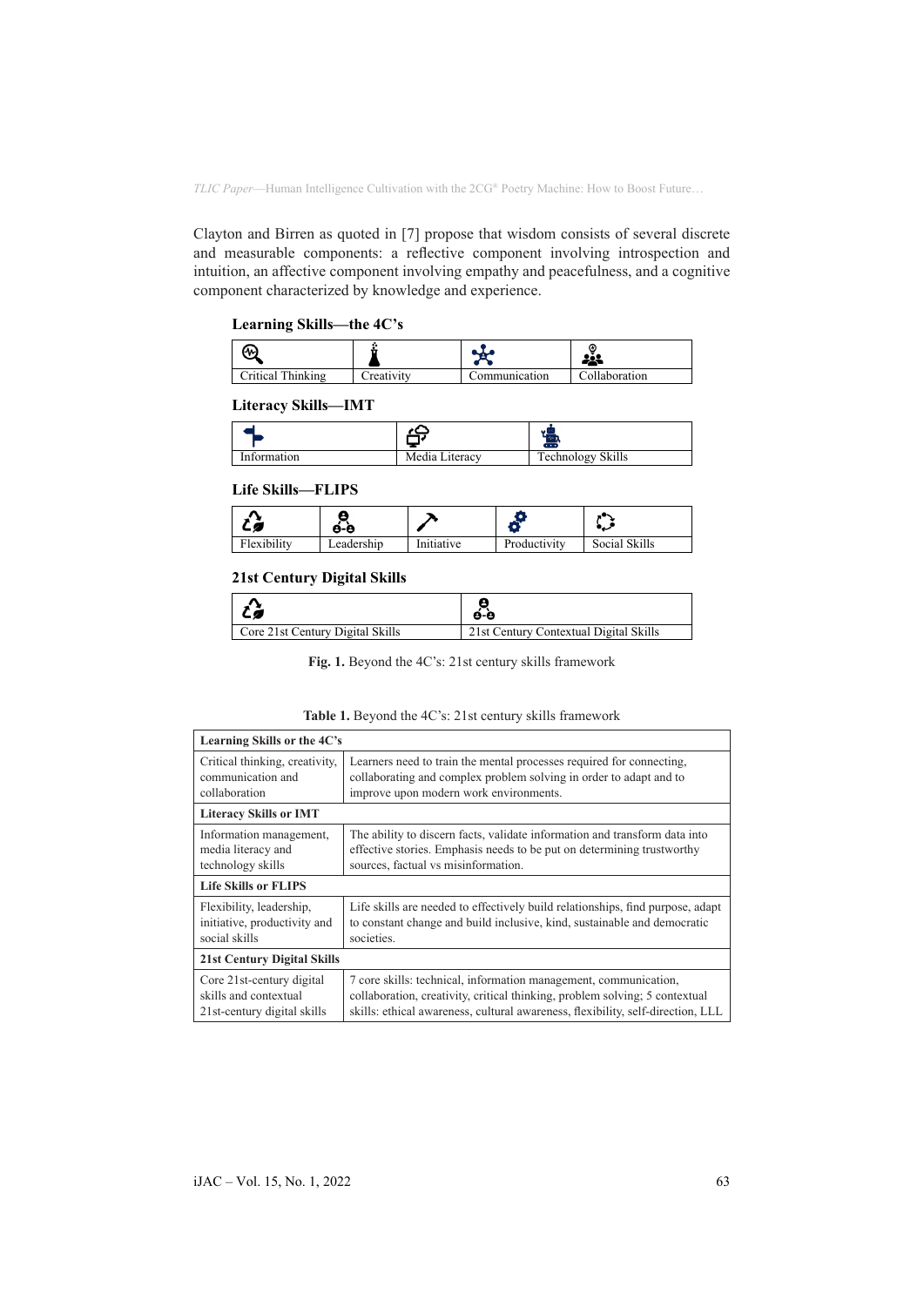Clayton and Birren as quoted in [7] propose that wisdom consists of several discrete and measurable components: a reflective component involving introspection and intuition, an affective component involving empathy and peacefulness, and a cognitive component characterized by knowledge and experience.

**Learning Skills—the 4C's**

| Critical Thinking | Creativity | Communication | Collaboration |
|---|---|---|---|

**Literacy Skills—IMT**

| Information | Media Literacy | Technology Skills |
|---|---|---|

**Life Skills—FLIPS**

| Flexibility | Leadership | Initiative | Productivity | Social Skills |
|---|---|---|---|---|

**21st Century Digital Skills**

| Core 21st Century Digital Skills | 21st Century Contextual Digital Skills |
|---|---|

**Fig. 1.** Beyond the 4C's: 21st century skills framework

**Table 1.** Beyond the 4C's: 21st century skills framework

| **Learning Skills or the 4C's** | |
|---|---|
| Critical thinking, creativity, communication and collaboration | Learners need to train the mental processes required for connecting, collaborating and complex problem solving in order to adapt and to improve upon modern work environments. |
| **Literacy Skills or IMT** | |
| Information management, media literacy and technology skills | The ability to discern facts, validate information and transform data into effective stories. Emphasis needs to be put on determining trustworthy sources, factual vs misinformation. |
| **Life Skills or FLIPS** | |
| Flexibility, leadership, initiative, productivity and social skills | Life skills are needed to effectively build relationships, find purpose, adapt to constant change and build inclusive, kind, sustainable and democratic societies. |
| **21st Century Digital Skills** | |
| Core 21st-century digital skills and contextual 21st-century digital skills | 7 core skills: technical, information management, communication, collaboration, creativity, critical thinking, problem solving; 5 contextual skills: ethical awareness, cultural awareness, flexibility, self-direction, LLL |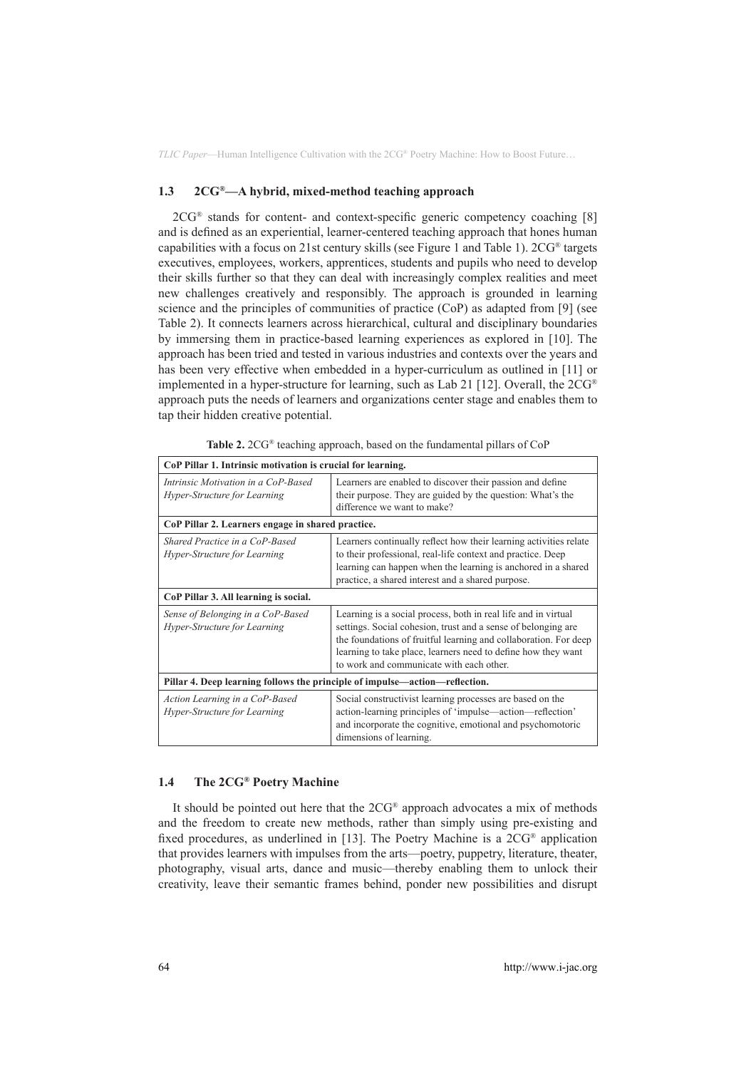### 1.3 2CG®—A hybrid, mixed-method teaching approach

2CG® stands for content- and context-specific generic competency coaching [8] and is defined as an experiential, learner-centered teaching approach that hones human capabilities with a focus on 21st century skills (see Figure 1 and Table 1). 2CG® targets executives, employees, workers, apprentices, students and pupils who need to develop their skills further so that they can deal with increasingly complex realities and meet new challenges creatively and responsibly. The approach is grounded in learning science and the principles of communities of practice (CoP) as adapted from [9] (see Table 2). It connects learners across hierarchical, cultural and disciplinary boundaries by immersing them in practice-based learning experiences as explored in [10]. The approach has been tried and tested in various industries and contexts over the years and has been very effective when embedded in a hyper-curriculum as outlined in [11] or implemented in a hyper-structure for learning, such as Lab 21 [12]. Overall, the 2CG® approach puts the needs of learners and organizations center stage and enables them to tap their hidden creative potential.

**Table 2.** 2CG® teaching approach, based on the fundamental pillars of CoP

| **CoP Pillar 1. Intrinsic motivation is crucial for learning.** | |
|---|---|
| *Intrinsic Motivation in a CoP-Based Hyper-Structure for Learning* | Learners are enabled to discover their passion and define their purpose. They are guided by the question: What's the difference we want to make? |
| **CoP Pillar 2. Learners engage in shared practice.** | |
| *Shared Practice in a CoP-Based Hyper-Structure for Learning* | Learners continually reflect how their learning activities relate to their professional, real-life context and practice. Deep learning can happen when the learning is anchored in a shared practice, a shared interest and a shared purpose. |
| **CoP Pillar 3. All learning is social.** | |
| *Sense of Belonging in a CoP-Based Hyper-Structure for Learning* | Learning is a social process, both in real life and in virtual settings. Social cohesion, trust and a sense of belonging are the foundations of fruitful learning and collaboration. For deep learning to take place, learners need to define how they want to work and communicate with each other. |
| **Pillar 4. Deep learning follows the principle of impulse—action—reflection.** | |
| *Action Learning in a CoP-Based Hyper-Structure for Learning* | Social constructivist learning processes are based on the action-learning principles of 'impulse—action—reflection' and incorporate the cognitive, emotional and psychomotoric dimensions of learning. |

### 1.4 The 2CG® Poetry Machine

It should be pointed out here that the 2CG® approach advocates a mix of methods and the freedom to create new methods, rather than simply using pre-existing and fixed procedures, as underlined in [13]. The Poetry Machine is a 2CG® application that provides learners with impulses from the arts—poetry, puppetry, literature, theater, photography, visual arts, dance and music—thereby enabling them to unlock their creativity, leave their semantic frames behind, ponder new possibilities and disrupt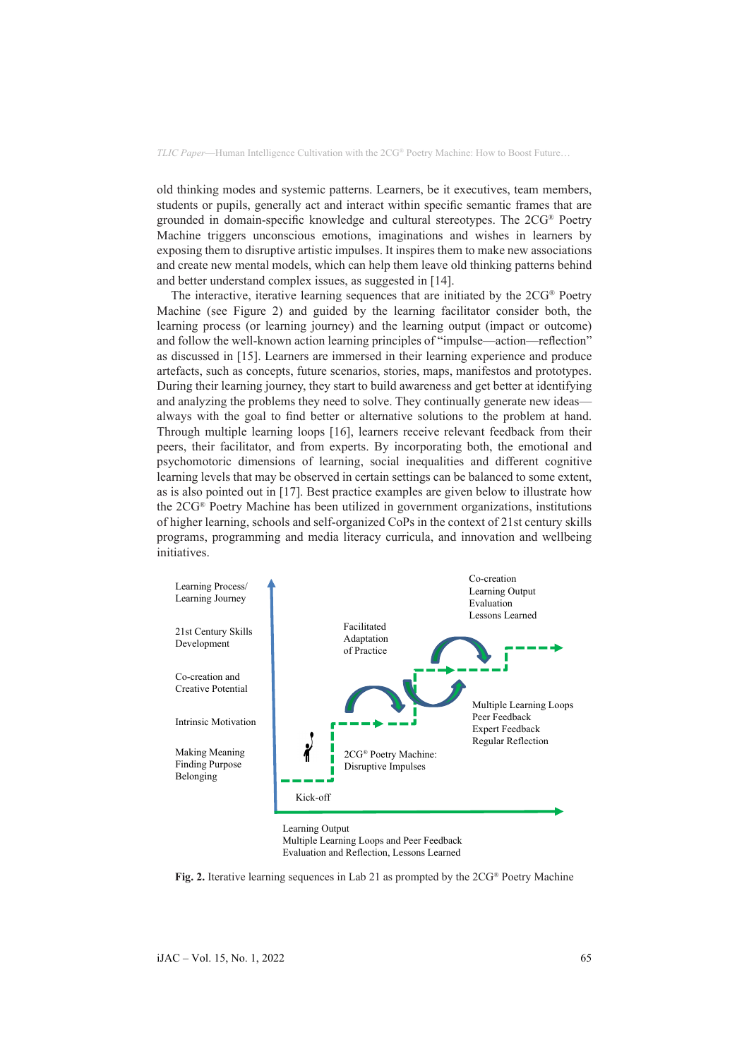old thinking modes and systemic patterns. Learners, be it executives, team members, students or pupils, generally act and interact within specific semantic frames that are grounded in domain-specific knowledge and cultural stereotypes. The 2CG® Poetry Machine triggers unconscious emotions, imaginations and wishes in learners by exposing them to disruptive artistic impulses. It inspires them to make new associations and create new mental models, which can help them leave old thinking patterns behind and better understand complex issues, as suggested in [14].

The interactive, iterative learning sequences that are initiated by the 2CG® Poetry Machine (see Figure 2) and guided by the learning facilitator consider both, the learning process (or learning journey) and the learning output (impact or outcome) and follow the well-known action learning principles of "impulse—action—reflection" as discussed in [15]. Learners are immersed in their learning experience and produce artefacts, such as concepts, future scenarios, stories, maps, manifestos and prototypes. During their learning journey, they start to build awareness and get better at identifying and analyzing the problems they need to solve. They continually generate new ideas—always with the goal to find better or alternative solutions to the problem at hand. Through multiple learning loops [16], learners receive relevant feedback from their peers, their facilitator, and from experts. By incorporating both, the emotional and psychomotoric dimensions of learning, social inequalities and different cognitive learning levels that may be observed in certain settings can be balanced to some extent, as is also pointed out in [17]. Best practice examples are given below to illustrate how the 2CG® Poetry Machine has been utilized in government organizations, institutions of higher learning, schools and self-organized CoPs in the context of 21st century skills programs, programming and media literacy curricula, and innovation and wellbeing initiatives.

Learning Process/ Learning Journey

21st Century Skills Development

Co-creation and Creative Potential

Intrinsic Motivation

Making Meaning
Finding Purpose
Belonging

Kick-off

2CG® Poetry Machine: Disruptive Impulses

Facilitated Adaptation of Practice

Co-creation
Learning Output
Evaluation
Lessons Learned

Multiple Learning Loops
Peer Feedback
Expert Feedback
Regular Reflection

Learning Output
Multiple Learning Loops and Peer Feedback
Evaluation and Reflection, Lessons Learned

**Fig. 2.** Iterative learning sequences in Lab 21 as prompted by the 2CG® Poetry Machine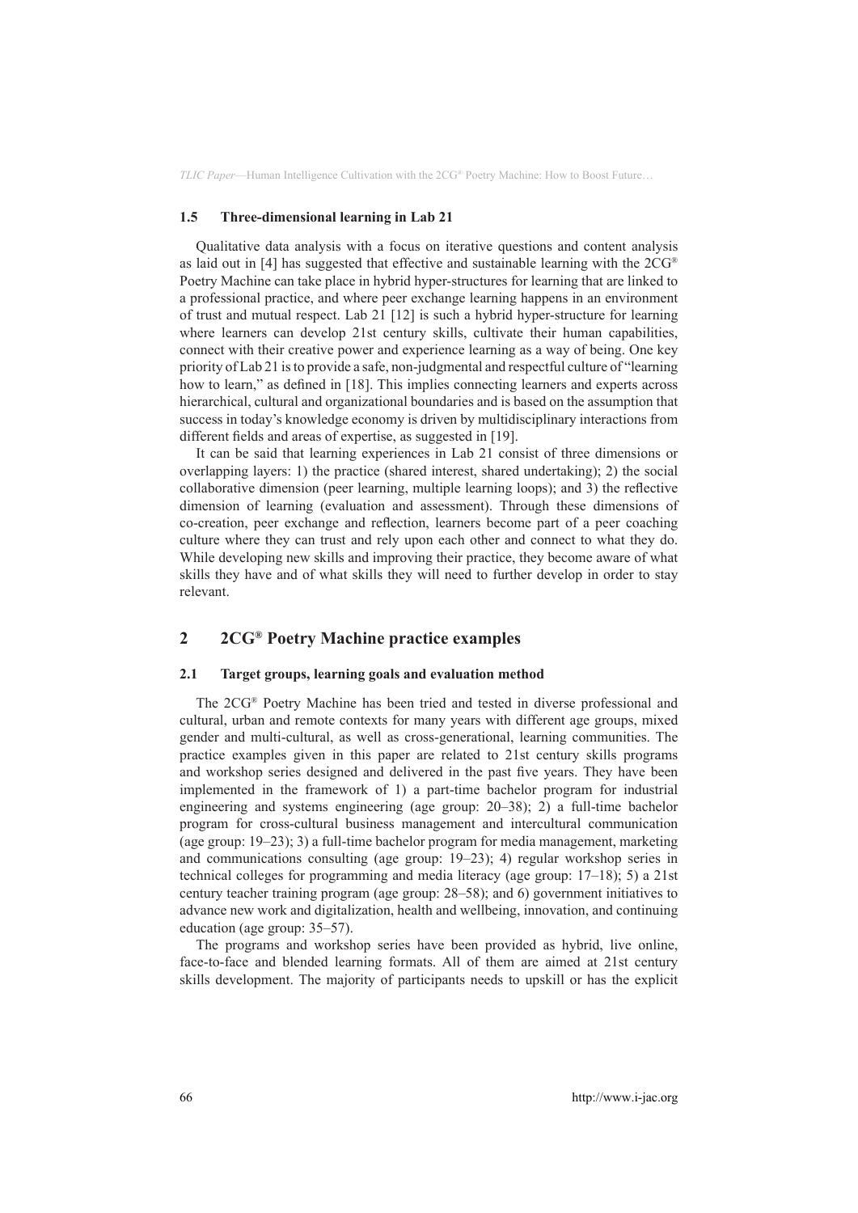### 1.5 Three-dimensional learning in Lab 21

Qualitative data analysis with a focus on iterative questions and content analysis as laid out in [4] has suggested that effective and sustainable learning with the 2CG® Poetry Machine can take place in hybrid hyper-structures for learning that are linked to a professional practice, and where peer exchange learning happens in an environment of trust and mutual respect. Lab 21 [12] is such a hybrid hyper-structure for learning where learners can develop 21st century skills, cultivate their human capabilities, connect with their creative power and experience learning as a way of being. One key priority of Lab 21 is to provide a safe, non-judgmental and respectful culture of "learning how to learn," as defined in [18]. This implies connecting learners and experts across hierarchical, cultural and organizational boundaries and is based on the assumption that success in today's knowledge economy is driven by multidisciplinary interactions from different fields and areas of expertise, as suggested in [19].

It can be said that learning experiences in Lab 21 consist of three dimensions or overlapping layers: 1) the practice (shared interest, shared undertaking); 2) the social collaborative dimension (peer learning, multiple learning loops); and 3) the reflective dimension of learning (evaluation and assessment). Through these dimensions of co-creation, peer exchange and reflection, learners become part of a peer coaching culture where they can trust and rely upon each other and connect to what they do. While developing new skills and improving their practice, they become aware of what skills they have and of what skills they will need to further develop in order to stay relevant.

## 2 2CG® Poetry Machine practice examples

### 2.1 Target groups, learning goals and evaluation method

The 2CG® Poetry Machine has been tried and tested in diverse professional and cultural, urban and remote contexts for many years with different age groups, mixed gender and multi-cultural, as well as cross-generational, learning communities. The practice examples given in this paper are related to 21st century skills programs and workshop series designed and delivered in the past five years. They have been implemented in the framework of 1) a part-time bachelor program for industrial engineering and systems engineering (age group: 20–38); 2) a full-time bachelor program for cross-cultural business management and intercultural communication (age group: 19–23); 3) a full-time bachelor program for media management, marketing and communications consulting (age group: 19–23); 4) regular workshop series in technical colleges for programming and media literacy (age group: 17–18); 5) a 21st century teacher training program (age group: 28–58); and 6) government initiatives to advance new work and digitalization, health and wellbeing, innovation, and continuing education (age group: 35–57).

The programs and workshop series have been provided as hybrid, live online, face-to-face and blended learning formats. All of them are aimed at 21st century skills development. The majority of participants needs to upskill or has the explicit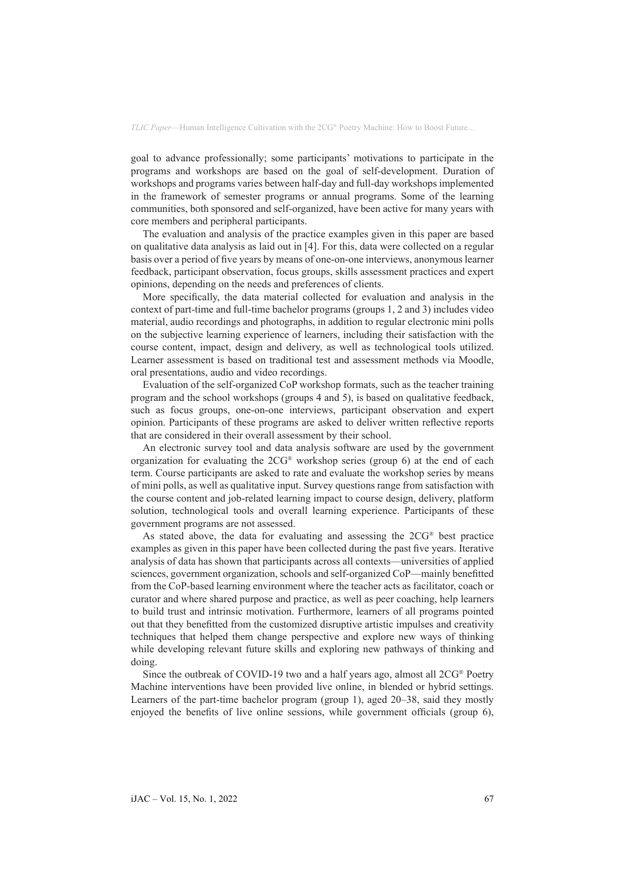goal to advance professionally; some participants' motivations to participate in the programs and workshops are based on the goal of self-development. Duration of workshops and programs varies between half-day and full-day workshops implemented in the framework of semester programs or annual programs. Some of the learning communities, both sponsored and self-organized, have been active for many years with core members and peripheral participants.

The evaluation and analysis of the practice examples given in this paper are based on qualitative data analysis as laid out in [4]. For this, data were collected on a regular basis over a period of five years by means of one-on-one interviews, anonymous learner feedback, participant observation, focus groups, skills assessment practices and expert opinions, depending on the needs and preferences of clients.

More specifically, the data material collected for evaluation and analysis in the context of part-time and full-time bachelor programs (groups 1, 2 and 3) includes video material, audio recordings and photographs, in addition to regular electronic mini polls on the subjective learning experience of learners, including their satisfaction with the course content, impact, design and delivery, as well as technological tools utilized. Learner assessment is based on traditional test and assessment methods via Moodle, oral presentations, audio and video recordings.

Evaluation of the self-organized CoP workshop formats, such as the teacher training program and the school workshops (groups 4 and 5), is based on qualitative feedback, such as focus groups, one-on-one interviews, participant observation and expert opinion. Participants of these programs are asked to deliver written reflective reports that are considered in their overall assessment by their school.

An electronic survey tool and data analysis software are used by the government organization for evaluating the 2CG® workshop series (group 6) at the end of each term. Course participants are asked to rate and evaluate the workshop series by means of mini polls, as well as qualitative input. Survey questions range from satisfaction with the course content and job-related learning impact to course design, delivery, platform solution, technological tools and overall learning experience. Participants of these government programs are not assessed.

As stated above, the data for evaluating and assessing the 2CG® best practice examples as given in this paper have been collected during the past five years. Iterative analysis of data has shown that participants across all contexts—universities of applied sciences, government organization, schools and self-organized CoP—mainly benefitted from the CoP-based learning environment where the teacher acts as facilitator, coach or curator and where shared purpose and practice, as well as peer coaching, help learners to build trust and intrinsic motivation. Furthermore, learners of all programs pointed out that they benefitted from the customized disruptive artistic impulses and creativity techniques that helped them change perspective and explore new ways of thinking while developing relevant future skills and exploring new pathways of thinking and doing.

Since the outbreak of COVID-19 two and a half years ago, almost all 2CG® Poetry Machine interventions have been provided live online, in blended or hybrid settings. Learners of the part-time bachelor program (group 1), aged 20–38, said they mostly enjoyed the benefits of live online sessions, while government officials (group 6),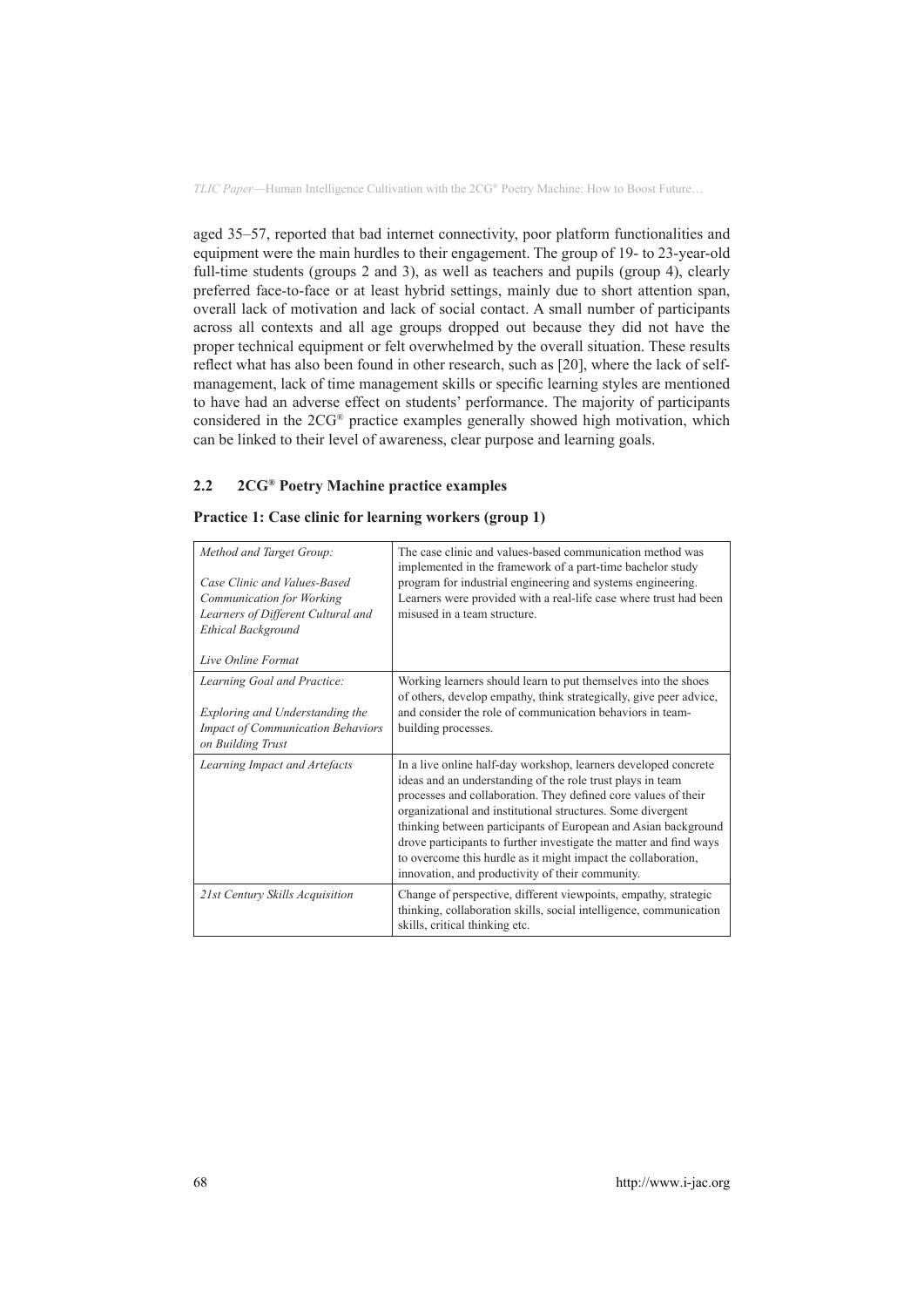aged 35–57, reported that bad internet connectivity, poor platform functionalities and equipment were the main hurdles to their engagement. The group of 19- to 23-year-old full-time students (groups 2 and 3), as well as teachers and pupils (group 4), clearly preferred face-to-face or at least hybrid settings, mainly due to short attention span, overall lack of motivation and lack of social contact. A small number of participants across all contexts and all age groups dropped out because they did not have the proper technical equipment or felt overwhelmed by the overall situation. These results reflect what has also been found in other research, such as [20], where the lack of self-management, lack of time management skills or specific learning styles are mentioned to have had an adverse effect on students' performance. The majority of participants considered in the 2CG® practice examples generally showed high motivation, which can be linked to their level of awareness, clear purpose and learning goals.

### 2.2 2CG® Poetry Machine practice examples

**Practice 1: Case clinic for learning workers (group 1)**

| | |
|---|---|
| *Method and Target Group:*<br><br>*Case Clinic and Values-Based Communication for Working Learners of Different Cultural and Ethical Background*<br><br>*Live Online Format* | The case clinic and values-based communication method was implemented in the framework of a part-time bachelor study program for industrial engineering and systems engineering. Learners were provided with a real-life case where trust had been misused in a team structure. |
| *Learning Goal and Practice:*<br><br>*Exploring and Understanding the Impact of Communication Behaviors on Building Trust* | Working learners should learn to put themselves into the shoes of others, develop empathy, think strategically, give peer advice, and consider the role of communication behaviors in team-building processes. |
| *Learning Impact and Artefacts* | In a live online half-day workshop, learners developed concrete ideas and an understanding of the role trust plays in team processes and collaboration. They defined core values of their organizational and institutional structures. Some divergent thinking between participants of European and Asian background drove participants to further investigate the matter and find ways to overcome this hurdle as it might impact the collaboration, innovation, and productivity of their community. |
| *21st Century Skills Acquisition* | Change of perspective, different viewpoints, empathy, strategic thinking, collaboration skills, social intelligence, communication skills, critical thinking etc. |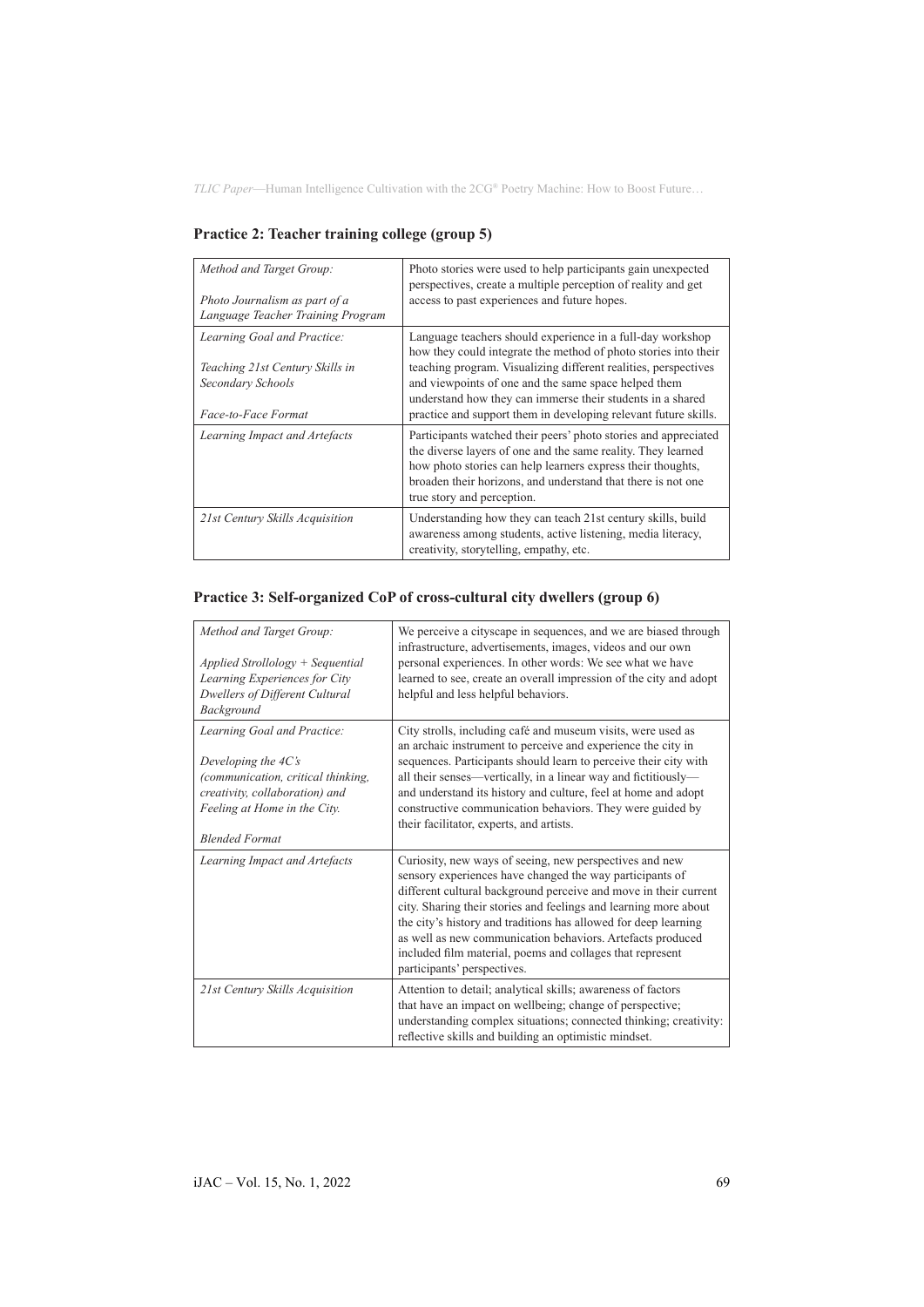### Practice 2: Teacher training college (group 5)

| | |
|---|---|
| *Method and Target Group:*<br><br>*Photo Journalism as part of a Language Teacher Training Program* | Photo stories were used to help participants gain unexpected perspectives, create a multiple perception of reality and get access to past experiences and future hopes. |
| *Learning Goal and Practice:*<br><br>*Teaching 21st Century Skills in Secondary Schools*<br><br>*Face-to-Face Format* | Language teachers should experience in a full-day workshop how they could integrate the method of photo stories into their teaching program. Visualizing different realities, perspectives and viewpoints of one and the same space helped them understand how they can immerse their students in a shared practice and support them in developing relevant future skills. |
| *Learning Impact and Artefacts* | Participants watched their peers' photo stories and appreciated the diverse layers of one and the same reality. They learned how photo stories can help learners express their thoughts, broaden their horizons, and understand that there is not one true story and perception. |
| *21st Century Skills Acquisition* | Understanding how they can teach 21st century skills, build awareness among students, active listening, media literacy, creativity, storytelling, empathy, etc. |

### Practice 3: Self-organized CoP of cross-cultural city dwellers (group 6)

| | |
|---|---|
| *Method and Target Group:*<br><br>*Applied Strollology + Sequential Learning Experiences for City Dwellers of Different Cultural Background* | We perceive a cityscape in sequences, and we are biased through infrastructure, advertisements, images, videos and our own personal experiences. In other words: We see what we have learned to see, create an overall impression of the city and adopt helpful and less helpful behaviors. |
| *Learning Goal and Practice:*<br><br>*Developing the 4C's (communication, critical thinking, creativity, collaboration) and Feeling at Home in the City.*<br><br>*Blended Format* | City strolls, including café and museum visits, were used as an archaic instrument to perceive and experience the city in sequences. Participants should learn to perceive their city with all their senses—vertically, in a linear way and fictitiously—and understand its history and culture, feel at home and adopt constructive communication behaviors. They were guided by their facilitator, experts, and artists. |
| *Learning Impact and Artefacts* | Curiosity, new ways of seeing, new perspectives and new sensory experiences have changed the way participants of different cultural background perceive and move in their current city. Sharing their stories and feelings and learning more about the city's history and traditions has allowed for deep learning as well as new communication behaviors. Artefacts produced included film material, poems and collages that represent participants' perspectives. |
| *21st Century Skills Acquisition* | Attention to detail; analytical skills; awareness of factors that have an impact on wellbeing; change of perspective; understanding complex situations; connected thinking; creativity: reflective skills and building an optimistic mindset. |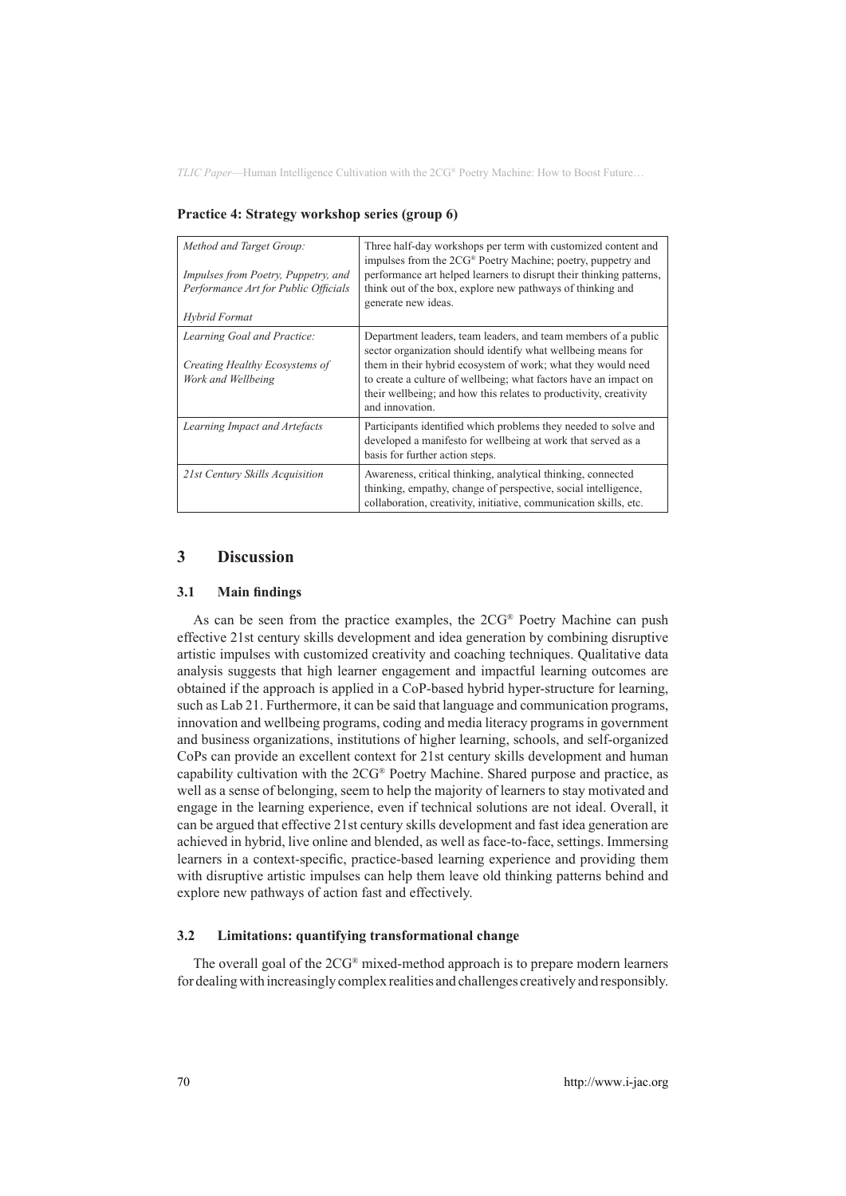**Practice 4: Strategy workshop series (group 6)**

| | |
|---|---|
| *Method and Target Group:*<br><br>*Impulses from Poetry, Puppetry, and Performance Art for Public Officials*<br><br>*Hybrid Format* | Three half-day workshops per term with customized content and impulses from the 2CG® Poetry Machine; poetry, puppetry and performance art helped learners to disrupt their thinking patterns, think out of the box, explore new pathways of thinking and generate new ideas. |
| *Learning Goal and Practice:*<br><br>*Creating Healthy Ecosystems of Work and Wellbeing* | Department leaders, team leaders, and team members of a public sector organization should identify what wellbeing means for them in their hybrid ecosystem of work; what they would need to create a culture of wellbeing; what factors have an impact on their wellbeing; and how this relates to productivity, creativity and innovation. |
| *Learning Impact and Artefacts* | Participants identified which problems they needed to solve and developed a manifesto for wellbeing at work that served as a basis for further action steps. |
| *21st Century Skills Acquisition* | Awareness, critical thinking, analytical thinking, connected thinking, empathy, change of perspective, social intelligence, collaboration, creativity, initiative, communication skills, etc. |

## 3 Discussion

### 3.1 Main findings

As can be seen from the practice examples, the 2CG® Poetry Machine can push effective 21st century skills development and idea generation by combining disruptive artistic impulses with customized creativity and coaching techniques. Qualitative data analysis suggests that high learner engagement and impactful learning outcomes are obtained if the approach is applied in a CoP-based hybrid hyper-structure for learning, such as Lab 21. Furthermore, it can be said that language and communication programs, innovation and wellbeing programs, coding and media literacy programs in government and business organizations, institutions of higher learning, schools, and self-organized CoPs can provide an excellent context for 21st century skills development and human capability cultivation with the 2CG® Poetry Machine. Shared purpose and practice, as well as a sense of belonging, seem to help the majority of learners to stay motivated and engage in the learning experience, even if technical solutions are not ideal. Overall, it can be argued that effective 21st century skills development and fast idea generation are achieved in hybrid, live online and blended, as well as face-to-face, settings. Immersing learners in a context-specific, practice-based learning experience and providing them with disruptive artistic impulses can help them leave old thinking patterns behind and explore new pathways of action fast and effectively.

### 3.2 Limitations: quantifying transformational change

The overall goal of the 2CG® mixed-method approach is to prepare modern learners for dealing with increasingly complex realities and challenges creatively and responsibly.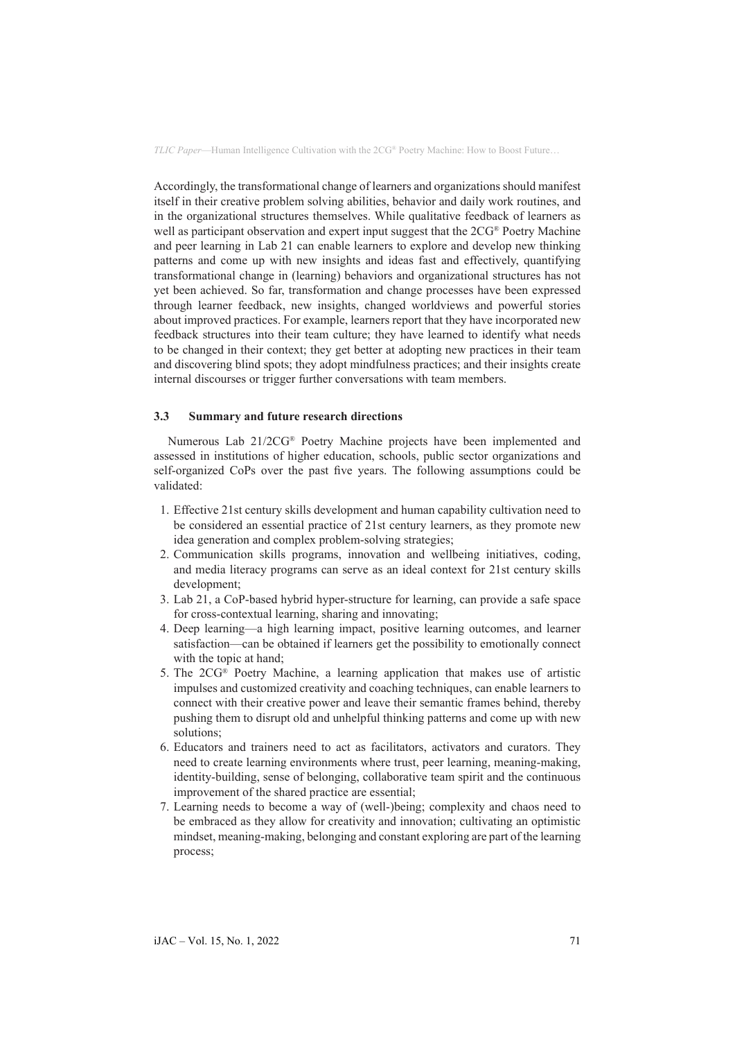Accordingly, the transformational change of learners and organizations should manifest itself in their creative problem solving abilities, behavior and daily work routines, and in the organizational structures themselves. While qualitative feedback of learners as well as participant observation and expert input suggest that the 2CG® Poetry Machine and peer learning in Lab 21 can enable learners to explore and develop new thinking patterns and come up with new insights and ideas fast and effectively, quantifying transformational change in (learning) behaviors and organizational structures has not yet been achieved. So far, transformation and change processes have been expressed through learner feedback, new insights, changed worldviews and powerful stories about improved practices. For example, learners report that they have incorporated new feedback structures into their team culture; they have learned to identify what needs to be changed in their context; they get better at adopting new practices in their team and discovering blind spots; they adopt mindfulness practices; and their insights create internal discourses or trigger further conversations with team members.

### 3.3 Summary and future research directions

Numerous Lab 21/2CG® Poetry Machine projects have been implemented and assessed in institutions of higher education, schools, public sector organizations and self-organized CoPs over the past five years. The following assumptions could be validated:

1. Effective 21st century skills development and human capability cultivation need to be considered an essential practice of 21st century learners, as they promote new idea generation and complex problem-solving strategies;
2. Communication skills programs, innovation and wellbeing initiatives, coding, and media literacy programs can serve as an ideal context for 21st century skills development;
3. Lab 21, a CoP-based hybrid hyper-structure for learning, can provide a safe space for cross-contextual learning, sharing and innovating;
4. Deep learning—a high learning impact, positive learning outcomes, and learner satisfaction—can be obtained if learners get the possibility to emotionally connect with the topic at hand;
5. The 2CG® Poetry Machine, a learning application that makes use of artistic impulses and customized creativity and coaching techniques, can enable learners to connect with their creative power and leave their semantic frames behind, thereby pushing them to disrupt old and unhelpful thinking patterns and come up with new solutions;
6. Educators and trainers need to act as facilitators, activators and curators. They need to create learning environments where trust, peer learning, meaning-making, identity-building, sense of belonging, collaborative team spirit and the continuous improvement of the shared practice are essential;
7. Learning needs to become a way of (well-)being; complexity and chaos need to be embraced as they allow for creativity and innovation; cultivating an optimistic mindset, meaning-making, belonging and constant exploring are part of the learning process;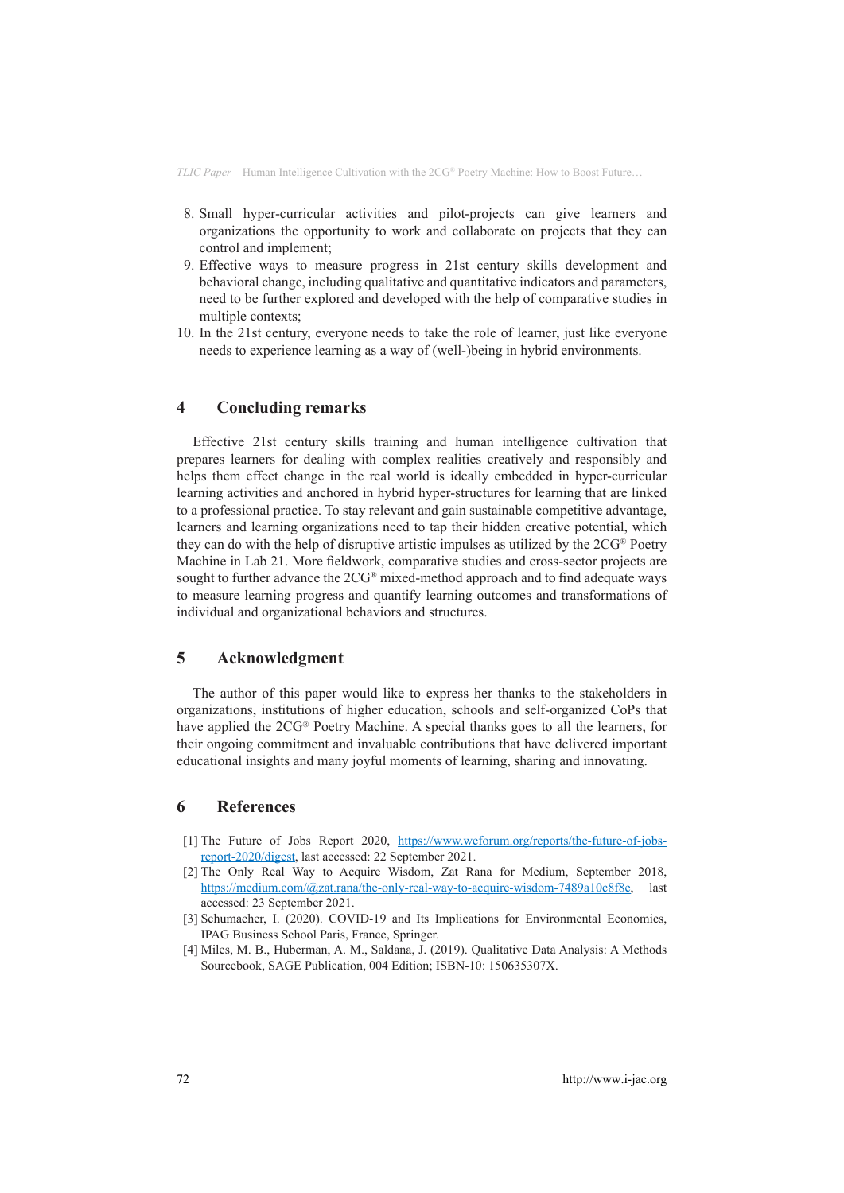8. Small hyper-curricular activities and pilot-projects can give learners and organizations the opportunity to work and collaborate on projects that they can control and implement;
9. Effective ways to measure progress in 21st century skills development and behavioral change, including qualitative and quantitative indicators and parameters, need to be further explored and developed with the help of comparative studies in multiple contexts;
10. In the 21st century, everyone needs to take the role of learner, just like everyone needs to experience learning as a way of (well-)being in hybrid environments.

## 4 Concluding remarks

Effective 21st century skills training and human intelligence cultivation that prepares learners for dealing with complex realities creatively and responsibly and helps them effect change in the real world is ideally embedded in hyper-curricular learning activities and anchored in hybrid hyper-structures for learning that are linked to a professional practice. To stay relevant and gain sustainable competitive advantage, learners and learning organizations need to tap their hidden creative potential, which they can do with the help of disruptive artistic impulses as utilized by the 2CG® Poetry Machine in Lab 21. More fieldwork, comparative studies and cross-sector projects are sought to further advance the 2CG® mixed-method approach and to find adequate ways to measure learning progress and quantify learning outcomes and transformations of individual and organizational behaviors and structures.

## 5 Acknowledgment

The author of this paper would like to express her thanks to the stakeholders in organizations, institutions of higher education, schools and self-organized CoPs that have applied the 2CG® Poetry Machine. A special thanks goes to all the learners, for their ongoing commitment and invaluable contributions that have delivered important educational insights and many joyful moments of learning, sharing and innovating.

## 6 References

[1] The Future of Jobs Report 2020, https://www.weforum.org/reports/the-future-of-jobs-report-2020/digest, last accessed: 22 September 2021.

[2] The Only Real Way to Acquire Wisdom, Zat Rana for Medium, September 2018, https://medium.com/@zat.rana/the-only-real-way-to-acquire-wisdom-7489a10c8f8e, last accessed: 23 September 2021.

[3] Schumacher, I. (2020). COVID-19 and Its Implications for Environmental Economics, IPAG Business School Paris, France, Springer.

[4] Miles, M. B., Huberman, A. M., Saldana, J. (2019). Qualitative Data Analysis: A Methods Sourcebook, SAGE Publication, 004 Edition; ISBN-10: 150635307X.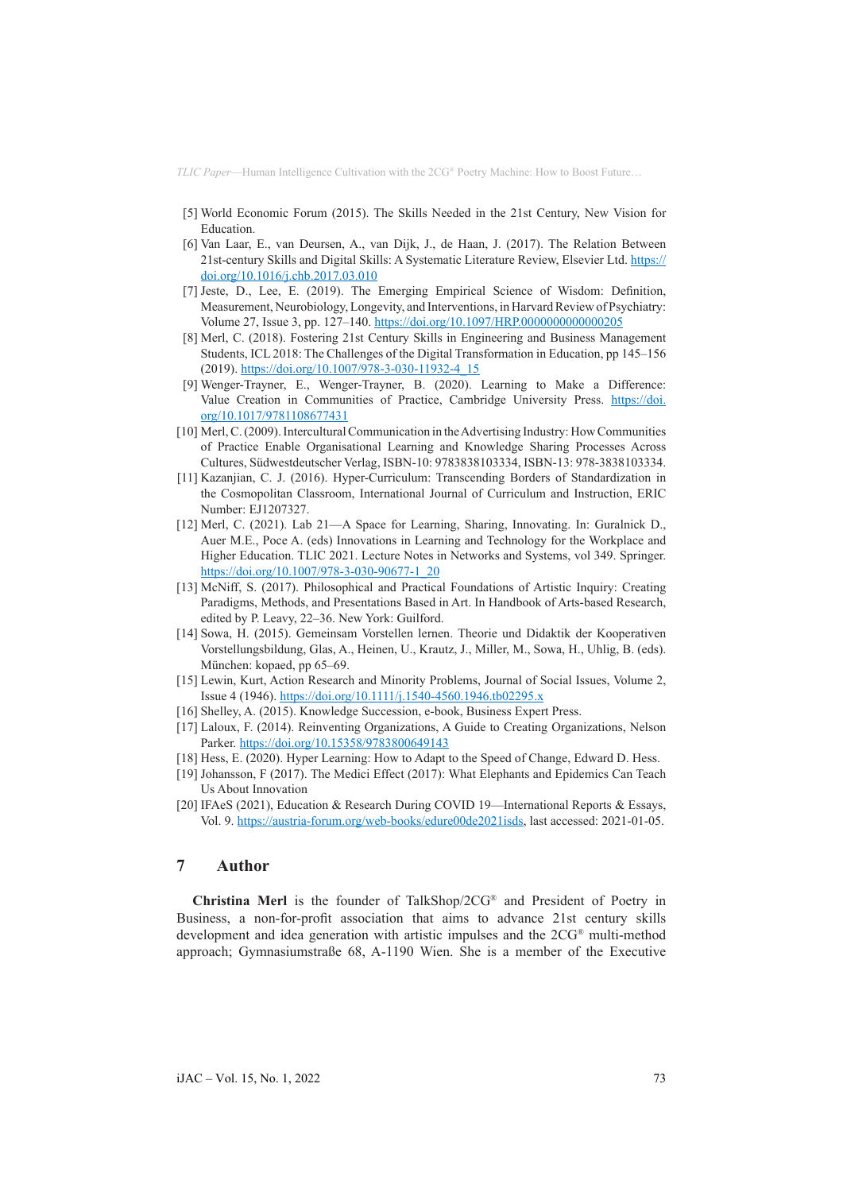[5] World Economic Forum (2015). The Skills Needed in the 21st Century, New Vision for Education.

[6] Van Laar, E., van Deursen, A., van Dijk, J., de Haan, J. (2017). The Relation Between 21st-century Skills and Digital Skills: A Systematic Literature Review, Elsevier Ltd. https://doi.org/10.1016/j.chb.2017.03.010

[7] Jeste, D., Lee, E. (2019). The Emerging Empirical Science of Wisdom: Definition, Measurement, Neurobiology, Longevity, and Interventions, in Harvard Review of Psychiatry: Volume 27, Issue 3, pp. 127–140. https://doi.org/10.1097/HRP.0000000000000205

[8] Merl, C. (2018). Fostering 21st Century Skills in Engineering and Business Management Students, ICL 2018: The Challenges of the Digital Transformation in Education, pp 145–156 (2019). https://doi.org/10.1007/978-3-030-11932-4_15

[9] Wenger-Trayner, E., Wenger-Trayner, B. (2020). Learning to Make a Difference: Value Creation in Communities of Practice, Cambridge University Press. https://doi.org/10.1017/9781108677431

[10] Merl, C. (2009). Intercultural Communication in the Advertising Industry: How Communities of Practice Enable Organisational Learning and Knowledge Sharing Processes Across Cultures, Südwestdeutscher Verlag, ISBN-10: 9783838103334, ISBN-13: 978-3838103334.

[11] Kazanjian, C. J. (2016). Hyper-Curriculum: Transcending Borders of Standardization in the Cosmopolitan Classroom, International Journal of Curriculum and Instruction, ERIC Number: EJ1207327.

[12] Merl, C. (2021). Lab 21—A Space for Learning, Sharing, Innovating. In: Guralnick D., Auer M.E., Poce A. (eds) Innovations in Learning and Technology for the Workplace and Higher Education. TLIC 2021. Lecture Notes in Networks and Systems, vol 349. Springer. https://doi.org/10.1007/978-3-030-90677-1_20

[13] McNiff, S. (2017). Philosophical and Practical Foundations of Artistic Inquiry: Creating Paradigms, Methods, and Presentations Based in Art. In Handbook of Arts-based Research, edited by P. Leavy, 22–36. New York: Guilford.

[14] Sowa, H. (2015). Gemeinsam Vorstellen lernen. Theorie und Didaktik der Kooperativen Vorstellungsbildung, Glas, A., Heinen, U., Krautz, J., Miller, M., Sowa, H., Uhlig, B. (eds). München: kopaed, pp 65–69.

[15] Lewin, Kurt, Action Research and Minority Problems, Journal of Social Issues, Volume 2, Issue 4 (1946). https://doi.org/10.1111/j.1540-4560.1946.tb02295.x

[16] Shelley, A. (2015). Knowledge Succession, e-book, Business Expert Press.

[17] Laloux, F. (2014). Reinventing Organizations, A Guide to Creating Organizations, Nelson Parker. https://doi.org/10.15358/9783800649143

[18] Hess, E. (2020). Hyper Learning: How to Adapt to the Speed of Change, Edward D. Hess.

[19] Johansson, F (2017). The Medici Effect (2017): What Elephants and Epidemics Can Teach Us About Innovation

[20] IFAeS (2021), Education & Research During COVID 19—International Reports & Essays, Vol. 9. https://austria-forum.org/web-books/edure00de2021isds, last accessed: 2021-01-05.

## 7 Author

**Christina Merl** is the founder of TalkShop/2CG® and President of Poetry in Business, a non-for-profit association that aims to advance 21st century skills development and idea generation with artistic impulses and the 2CG® multi-method approach; Gymnasiumstraße 68, A-1190 Wien. She is a member of the Executive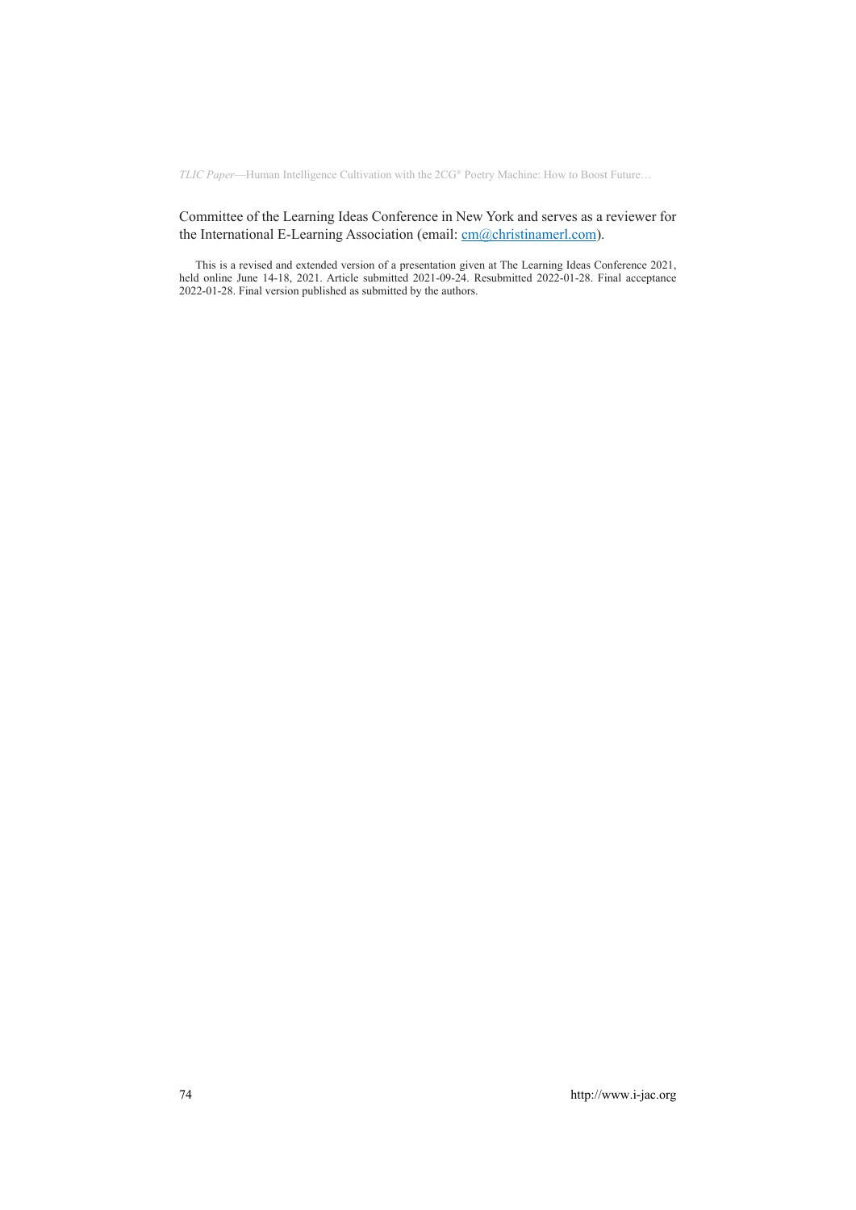Committee of the Learning Ideas Conference in New York and serves as a reviewer for the International E-Learning Association (email: cm@christinamerl.com).

This is a revised and extended version of a presentation given at The Learning Ideas Conference 2021, held online June 14-18, 2021. Article submitted 2021-09-24. Resubmitted 2022-01-28. Final acceptance 2022-01-28. Final version published as submitted by the authors.